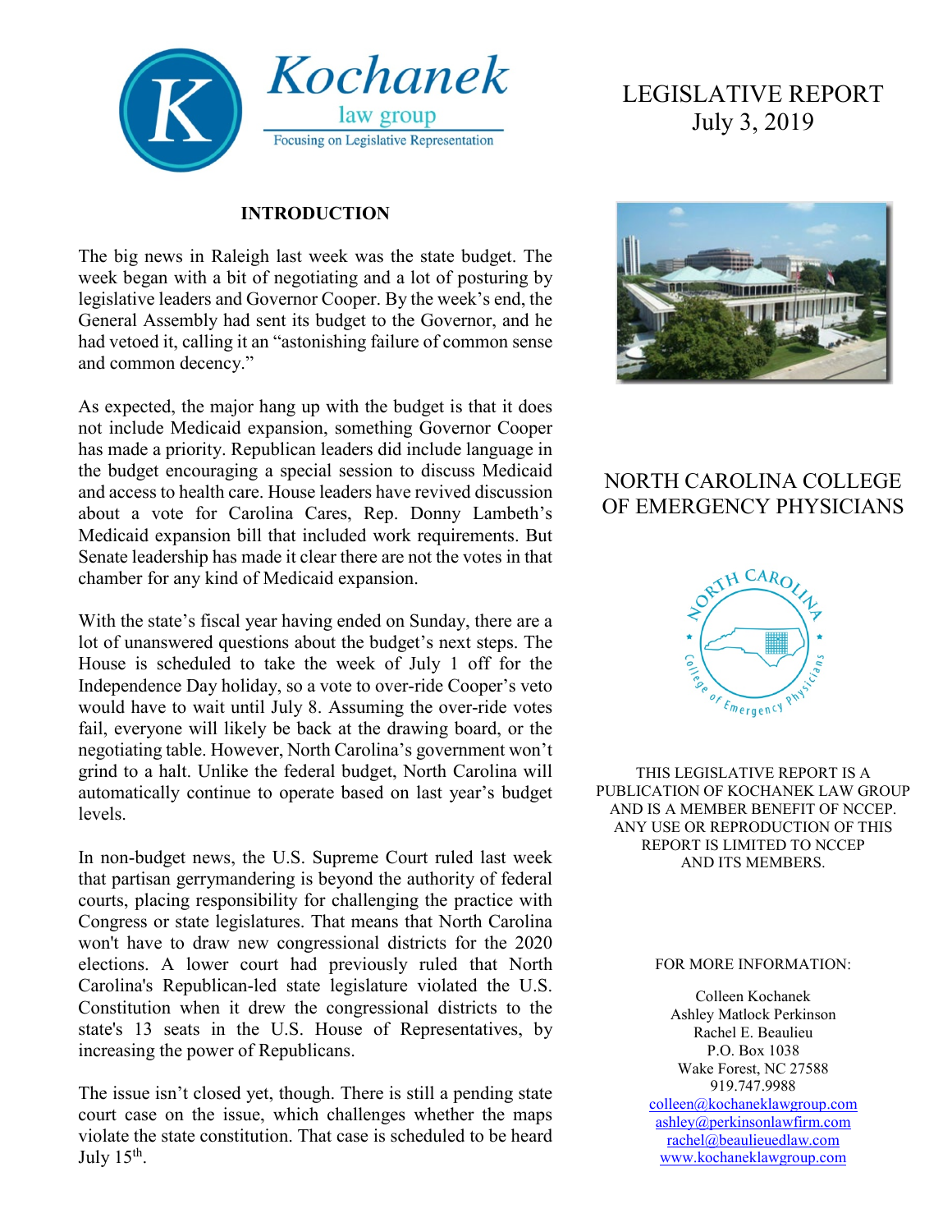Kochanek law group
Focusing on Legislative Representation

# LEGISLATIVE REPORT
July 3, 2019

## NORTH CAROLINA COLLEGE OF EMERGENCY PHYSICIANS

THIS LEGISLATIVE REPORT IS A PUBLICATION OF KOCHANEK LAW GROUP AND IS A MEMBER BENEFIT OF NCCEP. ANY USE OR REPRODUCTION OF THIS REPORT IS LIMITED TO NCCEP AND ITS MEMBERS.

FOR MORE INFORMATION:

Colleen Kochanek
Ashley Matlock Perkinson
Rachel E. Beaulieu
P.O. Box 1038
Wake Forest, NC 27588
919.747.9988
colleen@kochaneklawgroup.com
ashley@perkinsonlawfirm.com
rachel@beaulieuedlaw.com
www.kochaneklawgroup.com

## INTRODUCTION

The big news in Raleigh last week was the state budget. The week began with a bit of negotiating and a lot of posturing by legislative leaders and Governor Cooper. By the week's end, the General Assembly had sent its budget to the Governor, and he had vetoed it, calling it an "astonishing failure of common sense and common decency."

As expected, the major hang up with the budget is that it does not include Medicaid expansion, something Governor Cooper has made a priority. Republican leaders did include language in the budget encouraging a special session to discuss Medicaid and access to health care. House leaders have revived discussion about a vote for Carolina Cares, Rep. Donny Lambeth's Medicaid expansion bill that included work requirements. But Senate leadership has made it clear there are not the votes in that chamber for any kind of Medicaid expansion.

With the state's fiscal year having ended on Sunday, there are a lot of unanswered questions about the budget's next steps. The House is scheduled to take the week of July 1 off for the Independence Day holiday, so a vote to over-ride Cooper's veto would have to wait until July 8. Assuming the over-ride votes fail, everyone will likely be back at the drawing board, or the negotiating table. However, North Carolina's government won't grind to a halt. Unlike the federal budget, North Carolina will automatically continue to operate based on last year's budget levels.

In non-budget news, the U.S. Supreme Court ruled last week that partisan gerrymandering is beyond the authority of federal courts, placing responsibility for challenging the practice with Congress or state legislatures. That means that North Carolina won't have to draw new congressional districts for the 2020 elections. A lower court had previously ruled that North Carolina's Republican-led state legislature violated the U.S. Constitution when it drew the congressional districts to the state's 13 seats in the U.S. House of Representatives, by increasing the power of Republicans.

The issue isn't closed yet, though. There is still a pending state court case on the issue, which challenges whether the maps violate the state constitution. That case is scheduled to be heard July 15th.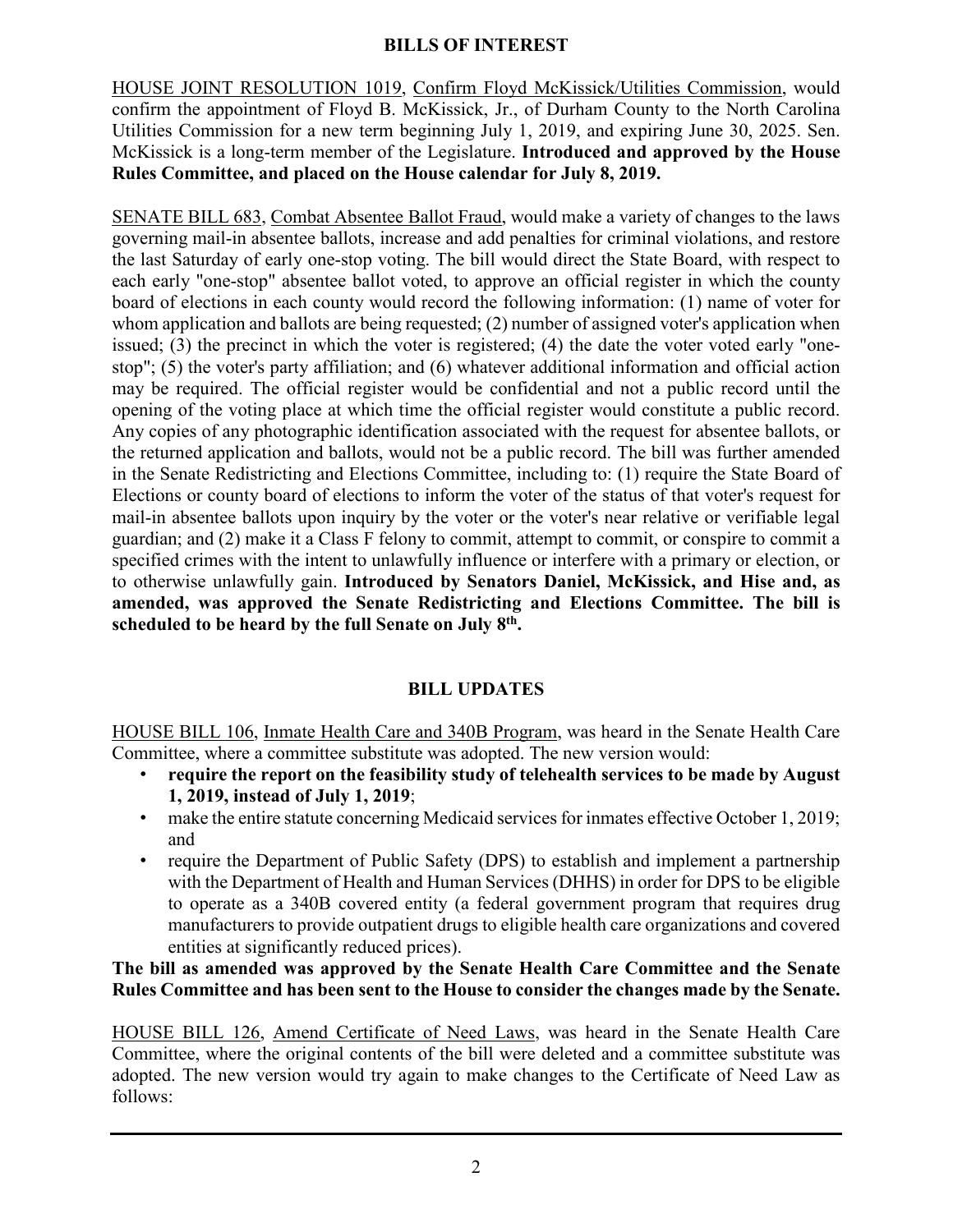## BILLS OF INTEREST

HOUSE JOINT RESOLUTION 1019, Confirm Floyd McKissick/Utilities Commission, would confirm the appointment of Floyd B. McKissick, Jr., of Durham County to the North Carolina Utilities Commission for a new term beginning July 1, 2019, and expiring June 30, 2025. Sen. McKissick is a long-term member of the Legislature. **Introduced and approved by the House Rules Committee, and placed on the House calendar for July 8, 2019.**

SENATE BILL 683, Combat Absentee Ballot Fraud, would make a variety of changes to the laws governing mail-in absentee ballots, increase and add penalties for criminal violations, and restore the last Saturday of early one-stop voting. The bill would direct the State Board, with respect to each early "one-stop" absentee ballot voted, to approve an official register in which the county board of elections in each county would record the following information: (1) name of voter for whom application and ballots are being requested; (2) number of assigned voter's application when issued; (3) the precinct in which the voter is registered; (4) the date the voter voted early "one-stop"; (5) the voter's party affiliation; and (6) whatever additional information and official action may be required. The official register would be confidential and not a public record until the opening of the voting place at which time the official register would constitute a public record. Any copies of any photographic identification associated with the request for absentee ballots, or the returned application and ballots, would not be a public record. The bill was further amended in the Senate Redistricting and Elections Committee, including to: (1) require the State Board of Elections or county board of elections to inform the voter of the status of that voter's request for mail-in absentee ballots upon inquiry by the voter or the voter's near relative or verifiable legal guardian; and (2) make it a Class F felony to commit, attempt to commit, or conspire to commit a specified crimes with the intent to unlawfully influence or interfere with a primary or election, or to otherwise unlawfully gain. **Introduced by Senators Daniel, McKissick, and Hise and, as amended, was approved the Senate Redistricting and Elections Committee. The bill is scheduled to be heard by the full Senate on July 8th.**

## BILL UPDATES

HOUSE BILL 106, Inmate Health Care and 340B Program, was heard in the Senate Health Care Committee, where a committee substitute was adopted. The new version would:

- **require the report on the feasibility study of telehealth services to be made by August 1, 2019, instead of July 1, 2019**;
- make the entire statute concerning Medicaid services for inmates effective October 1, 2019; and
- require the Department of Public Safety (DPS) to establish and implement a partnership with the Department of Health and Human Services (DHHS) in order for DPS to be eligible to operate as a 340B covered entity (a federal government program that requires drug manufacturers to provide outpatient drugs to eligible health care organizations and covered entities at significantly reduced prices).

**The bill as amended was approved by the Senate Health Care Committee and the Senate Rules Committee and has been sent to the House to consider the changes made by the Senate.**

HOUSE BILL 126, Amend Certificate of Need Laws, was heard in the Senate Health Care Committee, where the original contents of the bill were deleted and a committee substitute was adopted. The new version would try again to make changes to the Certificate of Need Law as follows: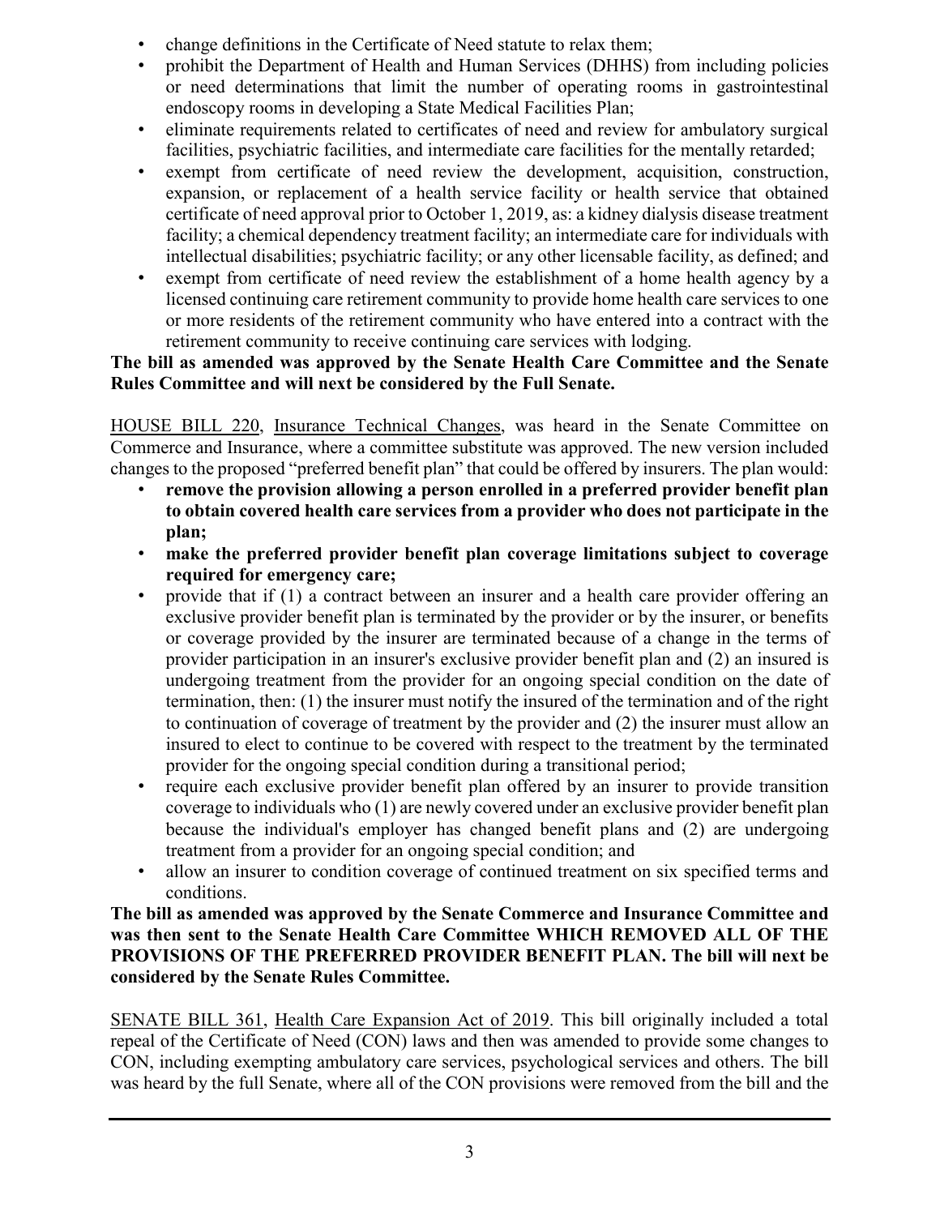- change definitions in the Certificate of Need statute to relax them;
- prohibit the Department of Health and Human Services (DHHS) from including policies or need determinations that limit the number of operating rooms in gastrointestinal endoscopy rooms in developing a State Medical Facilities Plan;
- eliminate requirements related to certificates of need and review for ambulatory surgical facilities, psychiatric facilities, and intermediate care facilities for the mentally retarded;
- exempt from certificate of need review the development, acquisition, construction, expansion, or replacement of a health service facility or health service that obtained certificate of need approval prior to October 1, 2019, as: a kidney dialysis disease treatment facility; a chemical dependency treatment facility; an intermediate care for individuals with intellectual disabilities; psychiatric facility; or any other licensable facility, as defined; and
- exempt from certificate of need review the establishment of a home health agency by a licensed continuing care retirement community to provide home health care services to one or more residents of the retirement community who have entered into a contract with the retirement community to receive continuing care services with lodging.

**The bill as amended was approved by the Senate Health Care Committee and the Senate Rules Committee and will next be considered by the Full Senate.**

HOUSE BILL 220, Insurance Technical Changes, was heard in the Senate Committee on Commerce and Insurance, where a committee substitute was approved. The new version included changes to the proposed "preferred benefit plan" that could be offered by insurers. The plan would:

- **remove the provision allowing a person enrolled in a preferred provider benefit plan to obtain covered health care services from a provider who does not participate in the plan;**
- **make the preferred provider benefit plan coverage limitations subject to coverage required for emergency care;**
- provide that if (1) a contract between an insurer and a health care provider offering an exclusive provider benefit plan is terminated by the provider or by the insurer, or benefits or coverage provided by the insurer are terminated because of a change in the terms of provider participation in an insurer's exclusive provider benefit plan and (2) an insured is undergoing treatment from the provider for an ongoing special condition on the date of termination, then: (1) the insurer must notify the insured of the termination and of the right to continuation of coverage of treatment by the provider and (2) the insurer must allow an insured to elect to continue to be covered with respect to the treatment by the terminated provider for the ongoing special condition during a transitional period;
- require each exclusive provider benefit plan offered by an insurer to provide transition coverage to individuals who (1) are newly covered under an exclusive provider benefit plan because the individual's employer has changed benefit plans and (2) are undergoing treatment from a provider for an ongoing special condition; and
- allow an insurer to condition coverage of continued treatment on six specified terms and conditions.

**The bill as amended was approved by the Senate Commerce and Insurance Committee and was then sent to the Senate Health Care Committee WHICH REMOVED ALL OF THE PROVISIONS OF THE PREFERRED PROVIDER BENEFIT PLAN. The bill will next be considered by the Senate Rules Committee.**

SENATE BILL 361, Health Care Expansion Act of 2019. This bill originally included a total repeal of the Certificate of Need (CON) laws and then was amended to provide some changes to CON, including exempting ambulatory care services, psychological services and others. The bill was heard by the full Senate, where all of the CON provisions were removed from the bill and the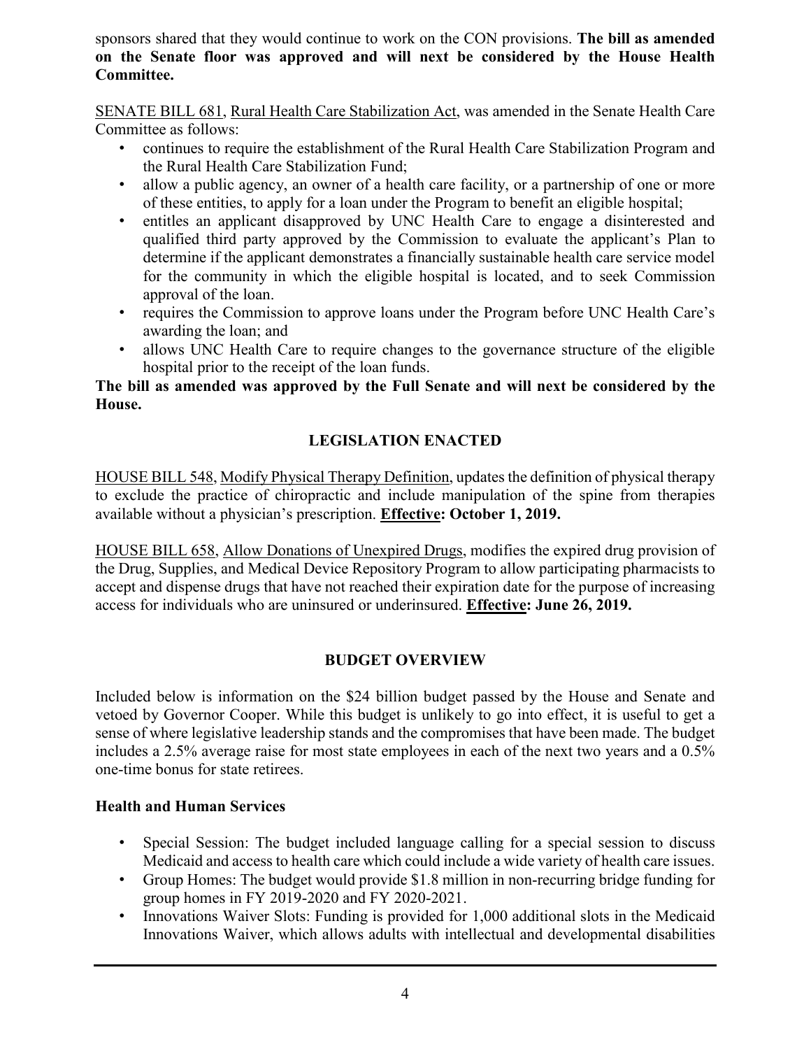sponsors shared that they would continue to work on the CON provisions. **The bill as amended on the Senate floor was approved and will next be considered by the House Health Committee.**

SENATE BILL 681, Rural Health Care Stabilization Act, was amended in the Senate Health Care Committee as follows:

- continues to require the establishment of the Rural Health Care Stabilization Program and the Rural Health Care Stabilization Fund;
- allow a public agency, an owner of a health care facility, or a partnership of one or more of these entities, to apply for a loan under the Program to benefit an eligible hospital;
- entitles an applicant disapproved by UNC Health Care to engage a disinterested and qualified third party approved by the Commission to evaluate the applicant's Plan to determine if the applicant demonstrates a financially sustainable health care service model for the community in which the eligible hospital is located, and to seek Commission approval of the loan.
- requires the Commission to approve loans under the Program before UNC Health Care's awarding the loan; and
- allows UNC Health Care to require changes to the governance structure of the eligible hospital prior to the receipt of the loan funds.

**The bill as amended was approved by the Full Senate and will next be considered by the House.**

## LEGISLATION ENACTED

HOUSE BILL 548, Modify Physical Therapy Definition, updates the definition of physical therapy to exclude the practice of chiropractic and include manipulation of the spine from therapies available without a physician's prescription. **Effective: October 1, 2019.**

HOUSE BILL 658, Allow Donations of Unexpired Drugs, modifies the expired drug provision of the Drug, Supplies, and Medical Device Repository Program to allow participating pharmacists to accept and dispense drugs that have not reached their expiration date for the purpose of increasing access for individuals who are uninsured or underinsured. **Effective: June 26, 2019.**

## BUDGET OVERVIEW

Included below is information on the $24 billion budget passed by the House and Senate and vetoed by Governor Cooper. While this budget is unlikely to go into effect, it is useful to get a sense of where legislative leadership stands and the compromises that have been made. The budget includes a 2.5% average raise for most state employees in each of the next two years and a 0.5% one-time bonus for state retirees.

### Health and Human Services

- Special Session: The budget included language calling for a special session to discuss Medicaid and access to health care which could include a wide variety of health care issues.
- Group Homes: The budget would provide $1.8 million in non-recurring bridge funding for group homes in FY 2019-2020 and FY 2020-2021.
- Innovations Waiver Slots: Funding is provided for 1,000 additional slots in the Medicaid Innovations Waiver, which allows adults with intellectual and developmental disabilities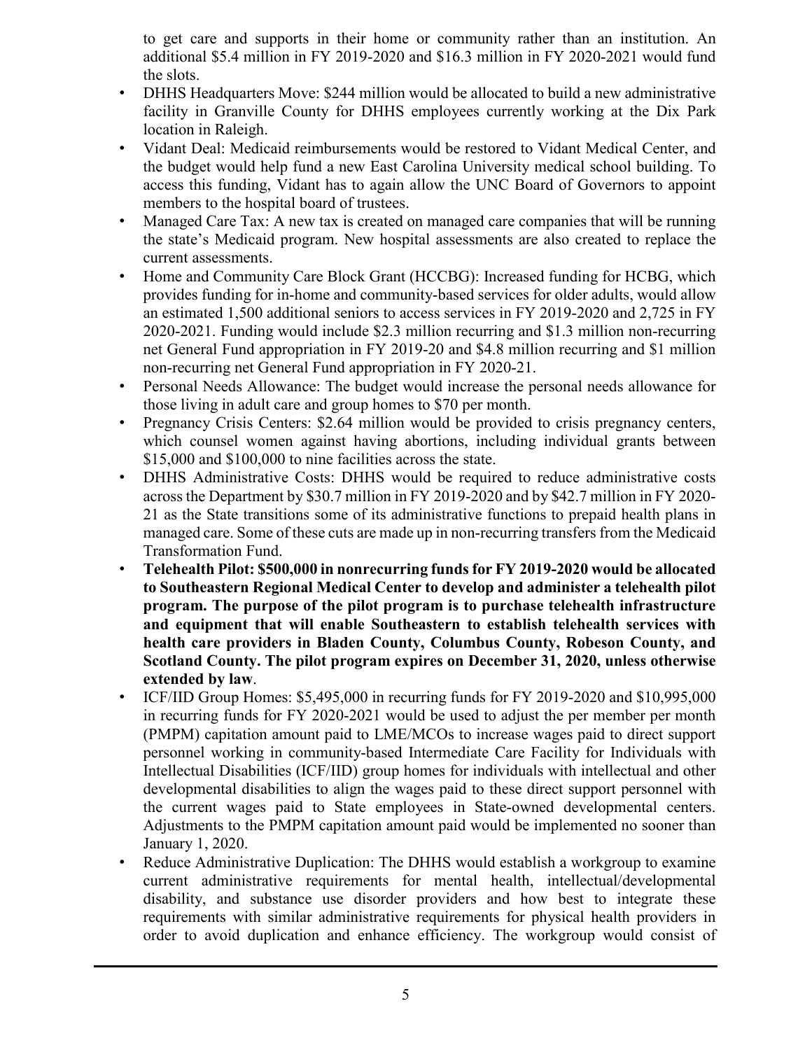to get care and supports in their home or community rather than an institution. An additional $5.4 million in FY 2019-2020 and $16.3 million in FY 2020-2021 would fund the slots.

- DHHS Headquarters Move: $244 million would be allocated to build a new administrative facility in Granville County for DHHS employees currently working at the Dix Park location in Raleigh.
- Vidant Deal: Medicaid reimbursements would be restored to Vidant Medical Center, and the budget would help fund a new East Carolina University medical school building. To access this funding, Vidant has to again allow the UNC Board of Governors to appoint members to the hospital board of trustees.
- Managed Care Tax: A new tax is created on managed care companies that will be running the state's Medicaid program. New hospital assessments are also created to replace the current assessments.
- Home and Community Care Block Grant (HCCBG): Increased funding for HCBG, which provides funding for in-home and community-based services for older adults, would allow an estimated 1,500 additional seniors to access services in FY 2019-2020 and 2,725 in FY 2020-2021. Funding would include $2.3 million recurring and $1.3 million non-recurring net General Fund appropriation in FY 2019-20 and $4.8 million recurring and $1 million non-recurring net General Fund appropriation in FY 2020-21.
- Personal Needs Allowance: The budget would increase the personal needs allowance for those living in adult care and group homes to $70 per month.
- Pregnancy Crisis Centers: $2.64 million would be provided to crisis pregnancy centers, which counsel women against having abortions, including individual grants between $15,000 and $100,000 to nine facilities across the state.
- DHHS Administrative Costs: DHHS would be required to reduce administrative costs across the Department by $30.7 million in FY 2019-2020 and by $42.7 million in FY 2020-21 as the State transitions some of its administrative functions to prepaid health plans in managed care. Some of these cuts are made up in non-recurring transfers from the Medicaid Transformation Fund.
- **Telehealth Pilot: $500,000 in nonrecurring funds for FY 2019-2020 would be allocated to Southeastern Regional Medical Center to develop and administer a telehealth pilot program. The purpose of the pilot program is to purchase telehealth infrastructure and equipment that will enable Southeastern to establish telehealth services with health care providers in Bladen County, Columbus County, Robeson County, and Scotland County. The pilot program expires on December 31, 2020, unless otherwise extended by law**.
- ICF/IID Group Homes: $5,495,000 in recurring funds for FY 2019-2020 and $10,995,000 in recurring funds for FY 2020-2021 would be used to adjust the per member per month (PMPM) capitation amount paid to LME/MCOs to increase wages paid to direct support personnel working in community-based Intermediate Care Facility for Individuals with Intellectual Disabilities (ICF/IID) group homes for individuals with intellectual and other developmental disabilities to align the wages paid to these direct support personnel with the current wages paid to State employees in State-owned developmental centers. Adjustments to the PMPM capitation amount paid would be implemented no sooner than January 1, 2020.
- Reduce Administrative Duplication: The DHHS would establish a workgroup to examine current administrative requirements for mental health, intellectual/developmental disability, and substance use disorder providers and how best to integrate these requirements with similar administrative requirements for physical health providers in order to avoid duplication and enhance efficiency. The workgroup would consist of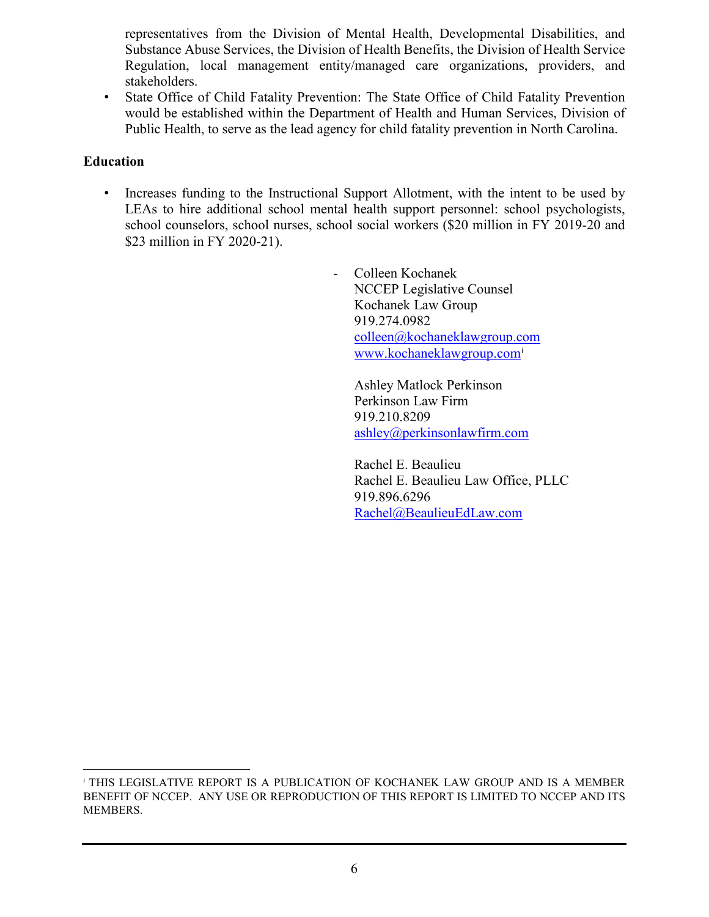representatives from the Division of Mental Health, Developmental Disabilities, and Substance Abuse Services, the Division of Health Benefits, the Division of Health Service Regulation, local management entity/managed care organizations, providers, and stakeholders.

- State Office of Child Fatality Prevention: The State Office of Child Fatality Prevention would be established within the Department of Health and Human Services, Division of Public Health, to serve as the lead agency for child fatality prevention in North Carolina.

**Education**

- Increases funding to the Instructional Support Allotment, with the intent to be used by LEAs to hire additional school mental health support personnel: school psychologists, school counselors, school nurses, school social workers ($20 million in FY 2019-20 and $23 million in FY 2020-21).

\- Colleen Kochanek
NCCEP Legislative Counsel
Kochanek Law Group
919.274.0982
colleen@kochaneklawgroup.com
www.kochaneklawgroup.com[i]

Ashley Matlock Perkinson
Perkinson Law Firm
919.210.8209
ashley@perkinsonlawfirm.com

Rachel E. Beaulieu
Rachel E. Beaulieu Law Office, PLLC
919.896.6296
Rachel@BeaulieuEdLaw.com

---

[i] THIS LEGISLATIVE REPORT IS A PUBLICATION OF KOCHANEK LAW GROUP AND IS A MEMBER BENEFIT OF NCCEP. ANY USE OR REPRODUCTION OF THIS REPORT IS LIMITED TO NCCEP AND ITS MEMBERS.